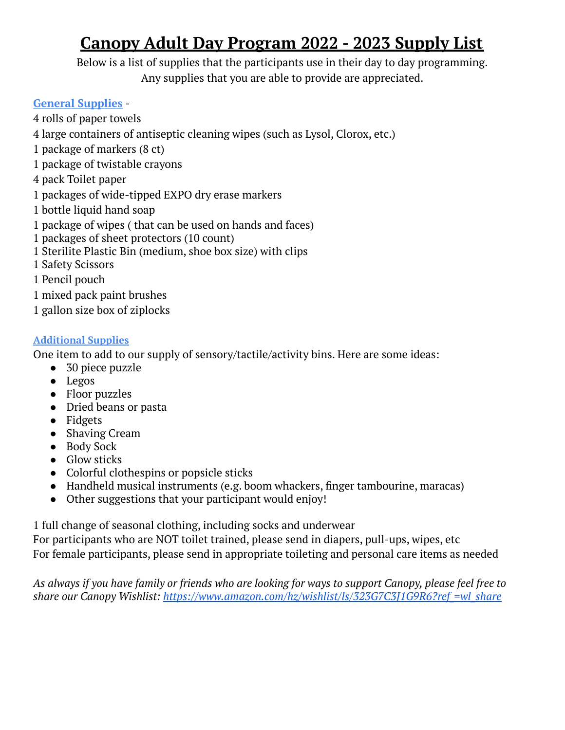# Canopy Adult Day Program 2022 - 2023 Supply List

Below is a list of supplies that the participants use in their day to day programming.
Any supplies that you are able to provide are appreciated.

**General Supplies** -

4 rolls of paper towels
4 large containers of antiseptic cleaning wipes (such as Lysol, Clorox, etc.)
1 package of markers (8 ct)
1 package of twistable crayons
4 pack Toilet paper
1 packages of wide-tipped EXPO dry erase markers
1 bottle liquid hand soap
1 package of wipes ( that can be used on hands and faces)
1 packages of sheet protectors (10 count)
1 Sterilite Plastic Bin (medium, shoe box size) with clips
1 Safety Scissors
1 Pencil pouch
1 mixed pack paint brushes
1 gallon size box of ziplocks

**Additional Supplies**

One item to add to our supply of sensory/tactile/activity bins. Here are some ideas:

- 30 piece puzzle
- Legos
- Floor puzzles
- Dried beans or pasta
- Fidgets
- Shaving Cream
- Body Sock
- Glow sticks
- Colorful clothespins or popsicle sticks
- Handheld musical instruments (e.g. boom whackers, finger tambourine, maracas)
- Other suggestions that your participant would enjoy!

1 full change of seasonal clothing, including socks and underwear
For participants who are NOT toilet trained, please send in diapers, pull-ups, wipes, etc
For female participants, please send in appropriate toileting and personal care items as needed

*As always if you have family or friends who are looking for ways to support Canopy, please feel free to share our Canopy Wishlist: https://www.amazon.com/hz/wishlist/ls/323G7C3J1G9R6?ref_=wl_share*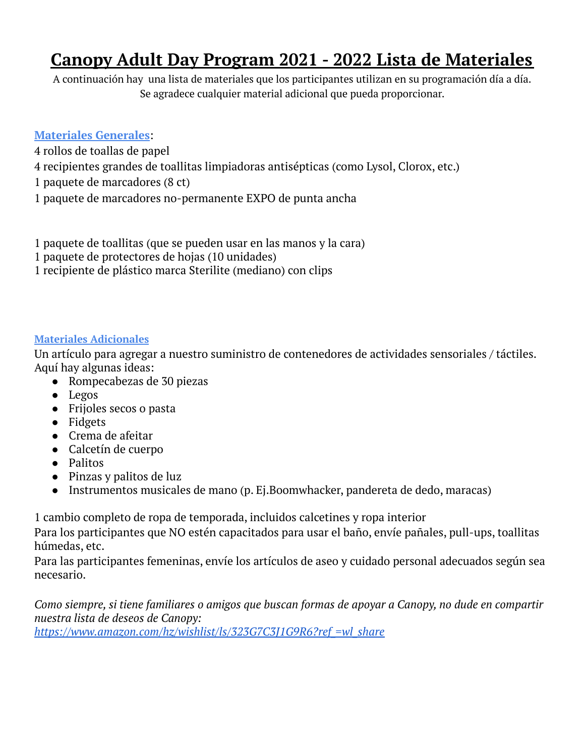# Canopy Adult Day Program 2021 - 2022 Lista de Materiales

A continuación hay una lista de materiales que los participantes utilizan en su programación día a día. Se agradece cualquier material adicional que pueda proporcionar.

**Materiales Generales**:

4 rollos de toallas de papel
4 recipientes grandes de toallitas limpiadoras antisépticas (como Lysol, Clorox, etc.)
1 paquete de marcadores (8 ct)
1 paquete de marcadores no-permanente EXPO de punta ancha

1 paquete de toallitas (que se pueden usar en las manos y la cara)
1 paquete de protectores de hojas (10 unidades)
1 recipiente de plástico marca Sterilite (mediano) con clips

**Materiales Adicionales**

Un artículo para agregar a nuestro suministro de contenedores de actividades sensoriales / táctiles. Aquí hay algunas ideas:

- Rompecabezas de 30 piezas
- Legos
- Frijoles secos o pasta
- Fidgets
- Crema de afeitar
- Calcetín de cuerpo
- Palitos
- Pinzas y palitos de luz
- Instrumentos musicales de mano (p. Ej.Boomwhacker, pandereta de dedo, maracas)

1 cambio completo de ropa de temporada, incluidos calcetines y ropa interior
Para los participantes que NO estén capacitados para usar el baño, envíe pañales, pull-ups, toallitas húmedas, etc.
Para las participantes femeninas, envíe los artículos de aseo y cuidado personal adecuados según sea necesario.

*Como siempre, si tiene familiares o amigos que buscan formas de apoyar a Canopy, no dude en compartir nuestra lista de deseos de Canopy:*
*https://www.amazon.com/hz/wishlist/ls/323G7C3J1G9R6?ref_=wl_share*